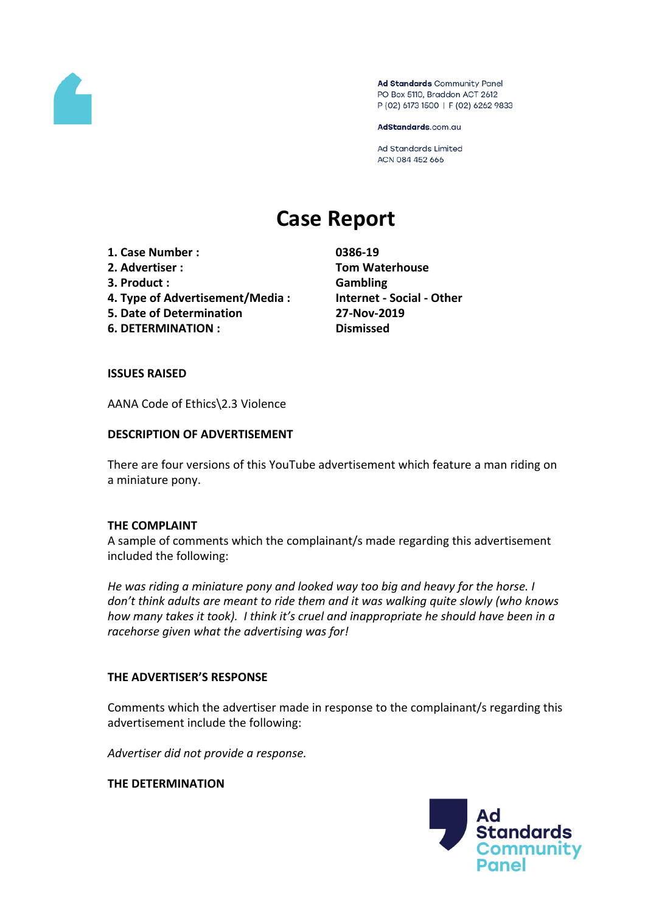Ad Standards Community Panel
PO Box 5110, Braddon ACT 2612
P (02) 6173 1500 | F (02) 6262 9833

AdStandards.com.au

Ad Standards Limited
ACN 084 452 666

# Case Report

| | |
|---|---|
| **1. Case Number :** | **0386-19** |
| **2. Advertiser :** | **Tom Waterhouse** |
| **3. Product :** | **Gambling** |
| **4. Type of Advertisement/Media :** | **Internet - Social - Other** |
| **5. Date of Determination** | **27-Nov-2019** |
| **6. DETERMINATION :** | **Dismissed** |

**ISSUES RAISED**

AANA Code of Ethics\2.3 Violence

**DESCRIPTION OF ADVERTISEMENT**

There are four versions of this YouTube advertisement which feature a man riding on a miniature pony.

**THE COMPLAINT**

A sample of comments which the complainant/s made regarding this advertisement included the following:

*He was riding a miniature pony and looked way too big and heavy for the horse. I don't think adults are meant to ride them and it was walking quite slowly (who knows how many takes it took). I think it's cruel and inappropriate he should have been in a racehorse given what the advertising was for!*

**THE ADVERTISER'S RESPONSE**

Comments which the advertiser made in response to the complainant/s regarding this advertisement include the following:

*Advertiser did not provide a response.*

**THE DETERMINATION**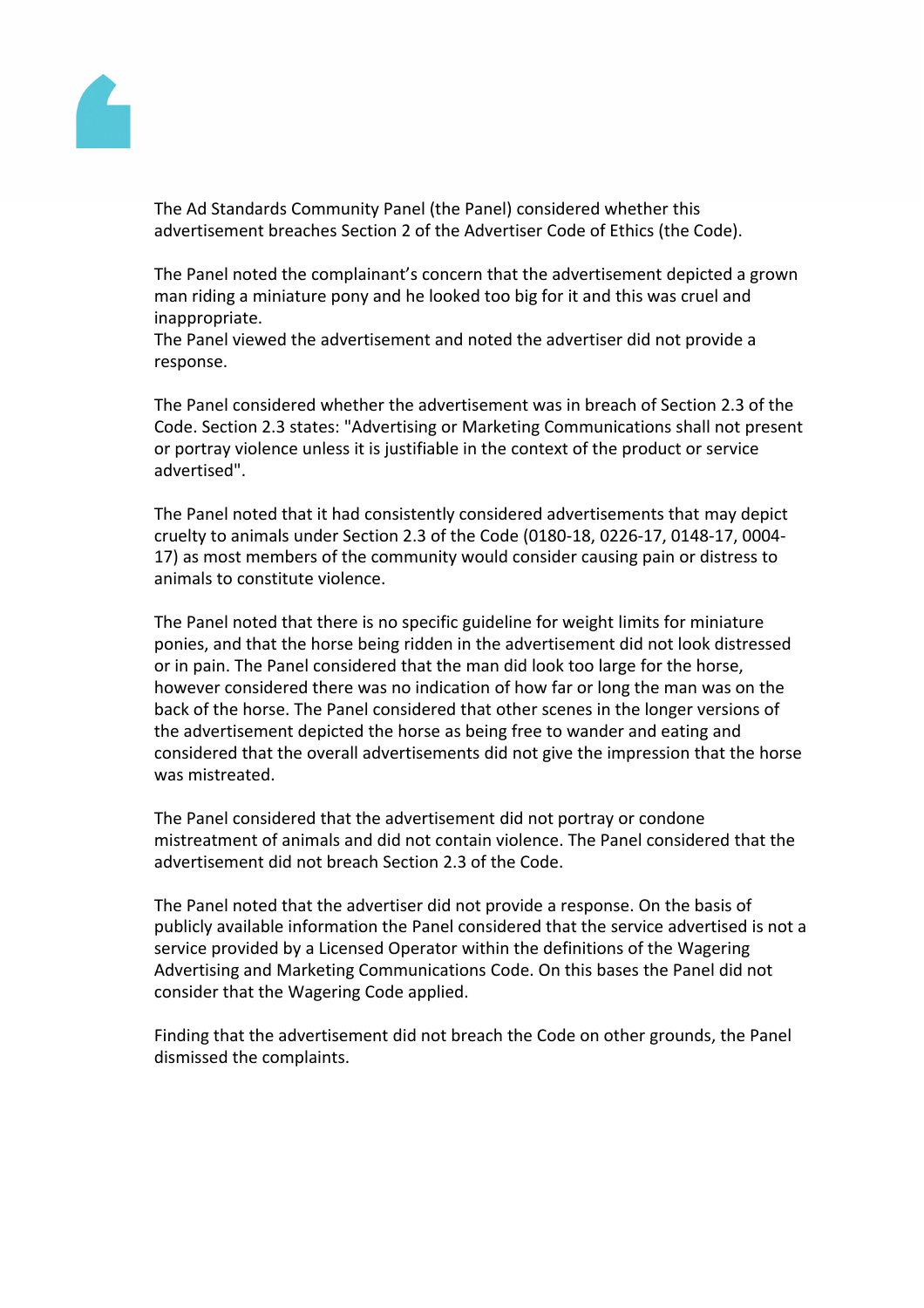The Ad Standards Community Panel (the Panel) considered whether this advertisement breaches Section 2 of the Advertiser Code of Ethics (the Code).

The Panel noted the complainant's concern that the advertisement depicted a grown man riding a miniature pony and he looked too big for it and this was cruel and inappropriate.
The Panel viewed the advertisement and noted the advertiser did not provide a response.

The Panel considered whether the advertisement was in breach of Section 2.3 of the Code. Section 2.3 states: "Advertising or Marketing Communications shall not present or portray violence unless it is justifiable in the context of the product or service advertised".

The Panel noted that it had consistently considered advertisements that may depict cruelty to animals under Section 2.3 of the Code (0180-18, 0226-17, 0148-17, 0004-17) as most members of the community would consider causing pain or distress to animals to constitute violence.

The Panel noted that there is no specific guideline for weight limits for miniature ponies, and that the horse being ridden in the advertisement did not look distressed or in pain. The Panel considered that the man did look too large for the horse, however considered there was no indication of how far or long the man was on the back of the horse. The Panel considered that other scenes in the longer versions of the advertisement depicted the horse as being free to wander and eating and considered that the overall advertisements did not give the impression that the horse was mistreated.

The Panel considered that the advertisement did not portray or condone mistreatment of animals and did not contain violence. The Panel considered that the advertisement did not breach Section 2.3 of the Code.

The Panel noted that the advertiser did not provide a response. On the basis of publicly available information the Panel considered that the service advertised is not a service provided by a Licensed Operator within the definitions of the Wagering Advertising and Marketing Communications Code. On this bases the Panel did not consider that the Wagering Code applied.

Finding that the advertisement did not breach the Code on other grounds, the Panel dismissed the complaints.